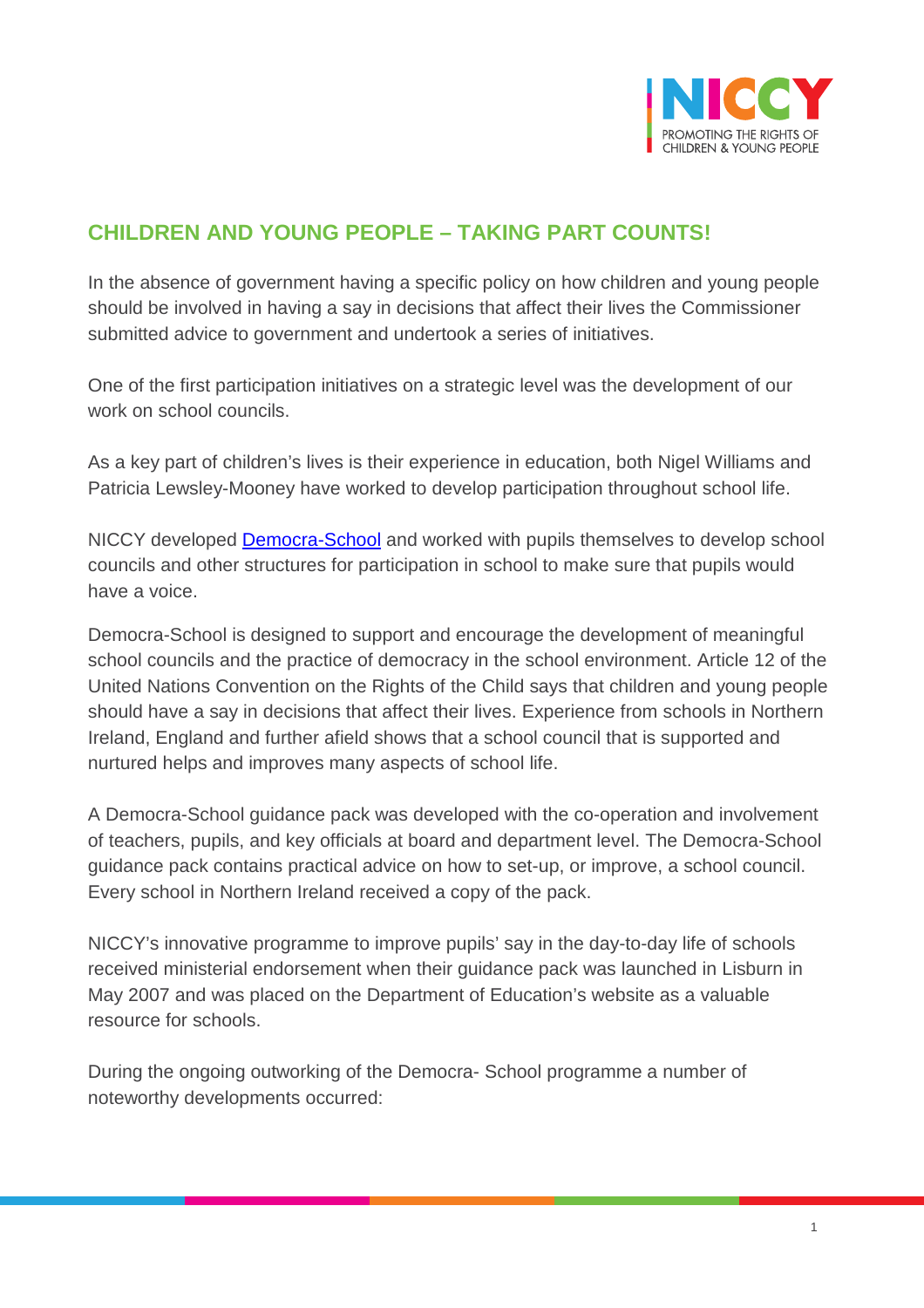## CHILDREN AND YOUNG PEOPLE – TAKING PART COUNTS!

In the absence of government having a specific policy on how children and young people should be involved in having a say in decisions that affect their lives the Commissioner submitted advice to government and undertook a series of initiatives.

One of the first participation initiatives on a strategic level was the development of our work on school councils.

As a key part of children's lives is their experience in education, both Nigel Williams and Patricia Lewsley-Mooney have worked to develop participation throughout school life.

NICCY developed Democra-School and worked with pupils themselves to develop school councils and other structures for participation in school to make sure that pupils would have a voice.

Democra-School is designed to support and encourage the development of meaningful school councils and the practice of democracy in the school environment. Article 12 of the United Nations Convention on the Rights of the Child says that children and young people should have a say in decisions that affect their lives. Experience from schools in Northern Ireland, England and further afield shows that a school council that is supported and nurtured helps and improves many aspects of school life.

A Democra-School guidance pack was developed with the co-operation and involvement of teachers, pupils, and key officials at board and department level. The Democra-School guidance pack contains practical advice on how to set-up, or improve, a school council. Every school in Northern Ireland received a copy of the pack.

NICCY's innovative programme to improve pupils' say in the day-to-day life of schools received ministerial endorsement when their guidance pack was launched in Lisburn in May 2007 and was placed on the Department of Education's website as a valuable resource for schools.

During the ongoing outworking of the Democra- School programme a number of noteworthy developments occurred: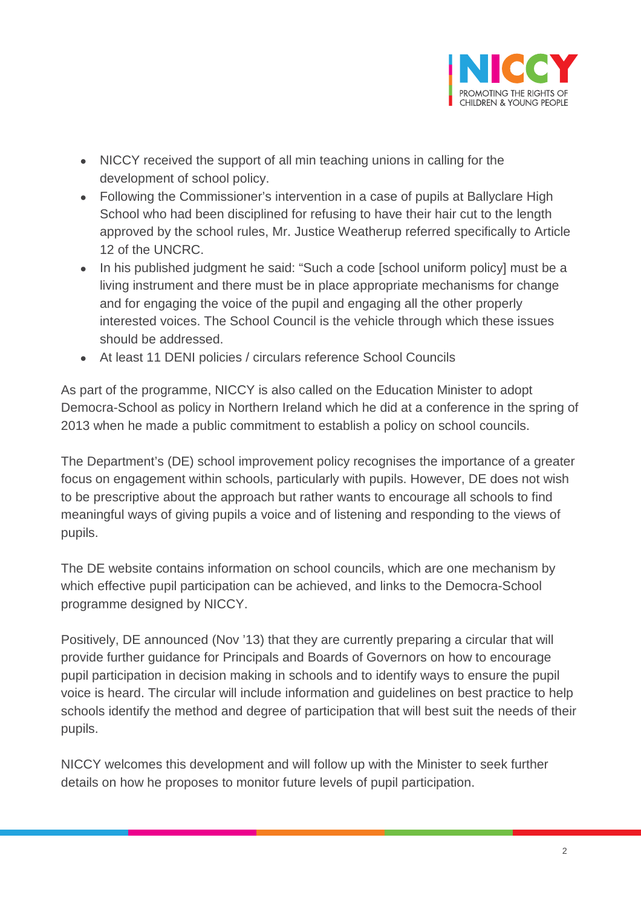- NICCY received the support of all min teaching unions in calling for the development of school policy.
- Following the Commissioner's intervention in a case of pupils at Ballyclare High School who had been disciplined for refusing to have their hair cut to the length approved by the school rules, Mr. Justice Weatherup referred specifically to Article 12 of the UNCRC.
- In his published judgment he said: "Such a code [school uniform policy] must be a living instrument and there must be in place appropriate mechanisms for change and for engaging the voice of the pupil and engaging all the other properly interested voices. The School Council is the vehicle through which these issues should be addressed.
- At least 11 DENI policies / circulars reference School Councils

As part of the programme, NICCY is also called on the Education Minister to adopt Democra-School as policy in Northern Ireland which he did at a conference in the spring of 2013 when he made a public commitment to establish a policy on school councils.

The Department's (DE) school improvement policy recognises the importance of a greater focus on engagement within schools, particularly with pupils. However, DE does not wish to be prescriptive about the approach but rather wants to encourage all schools to find meaningful ways of giving pupils a voice and of listening and responding to the views of pupils.

The DE website contains information on school councils, which are one mechanism by which effective pupil participation can be achieved, and links to the Democra-School programme designed by NICCY.

Positively, DE announced (Nov '13) that they are currently preparing a circular that will provide further guidance for Principals and Boards of Governors on how to encourage pupil participation in decision making in schools and to identify ways to ensure the pupil voice is heard. The circular will include information and guidelines on best practice to help schools identify the method and degree of participation that will best suit the needs of their pupils.

NICCY welcomes this development and will follow up with the Minister to seek further details on how he proposes to monitor future levels of pupil participation.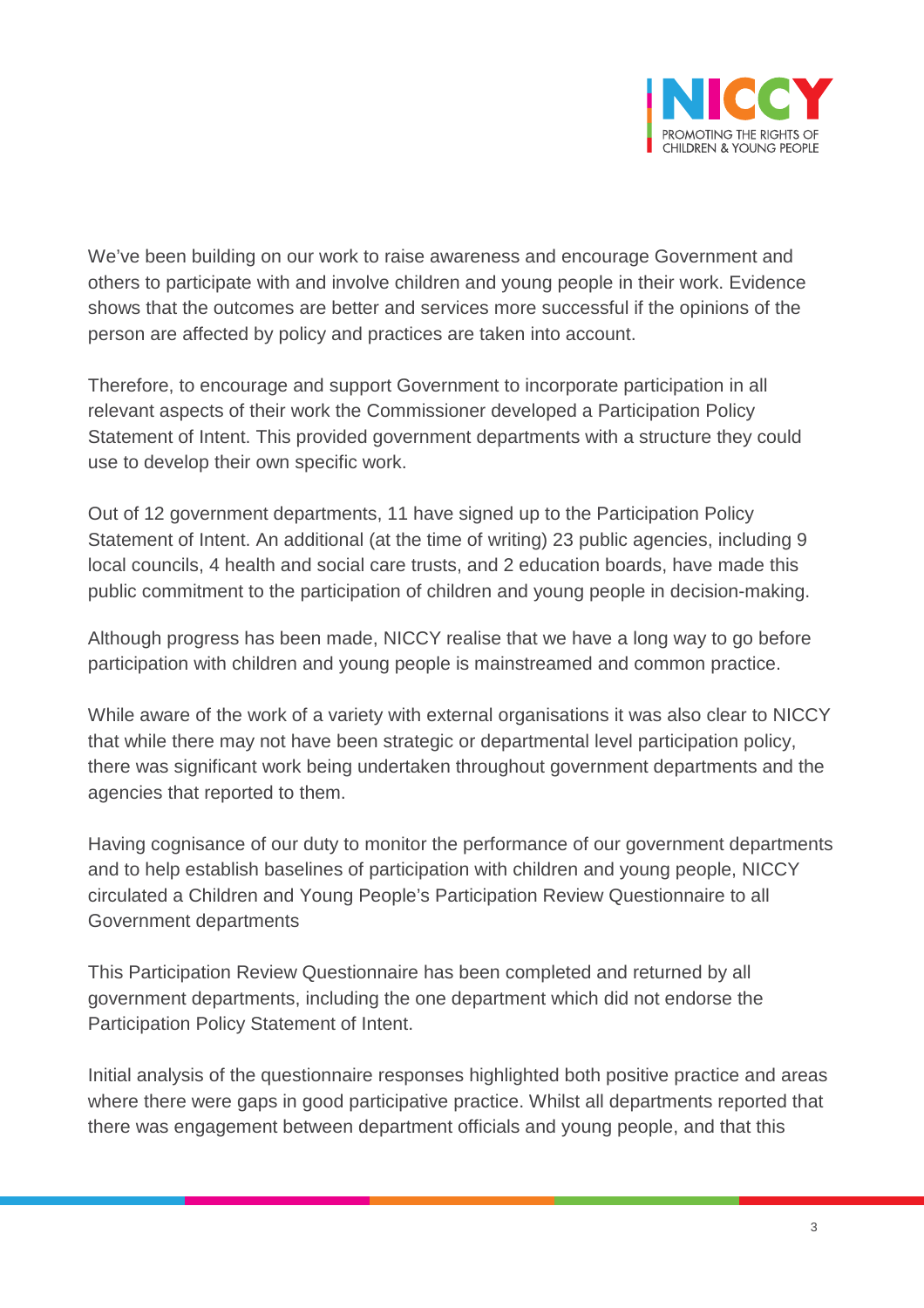We've been building on our work to raise awareness and encourage Government and others to participate with and involve children and young people in their work. Evidence shows that the outcomes are better and services more successful if the opinions of the person are affected by policy and practices are taken into account.

Therefore, to encourage and support Government to incorporate participation in all relevant aspects of their work the Commissioner developed a Participation Policy Statement of Intent. This provided government departments with a structure they could use to develop their own specific work.

Out of 12 government departments, 11 have signed up to the Participation Policy Statement of Intent. An additional (at the time of writing) 23 public agencies, including 9 local councils, 4 health and social care trusts, and 2 education boards, have made this public commitment to the participation of children and young people in decision-making.

Although progress has been made, NICCY realise that we have a long way to go before participation with children and young people is mainstreamed and common practice.

While aware of the work of a variety with external organisations it was also clear to NICCY that while there may not have been strategic or departmental level participation policy, there was significant work being undertaken throughout government departments and the agencies that reported to them.

Having cognisance of our duty to monitor the performance of our government departments and to help establish baselines of participation with children and young people, NICCY circulated a Children and Young People's Participation Review Questionnaire to all Government departments

This Participation Review Questionnaire has been completed and returned by all government departments, including the one department which did not endorse the Participation Policy Statement of Intent.

Initial analysis of the questionnaire responses highlighted both positive practice and areas where there were gaps in good participative practice. Whilst all departments reported that there was engagement between department officials and young people, and that this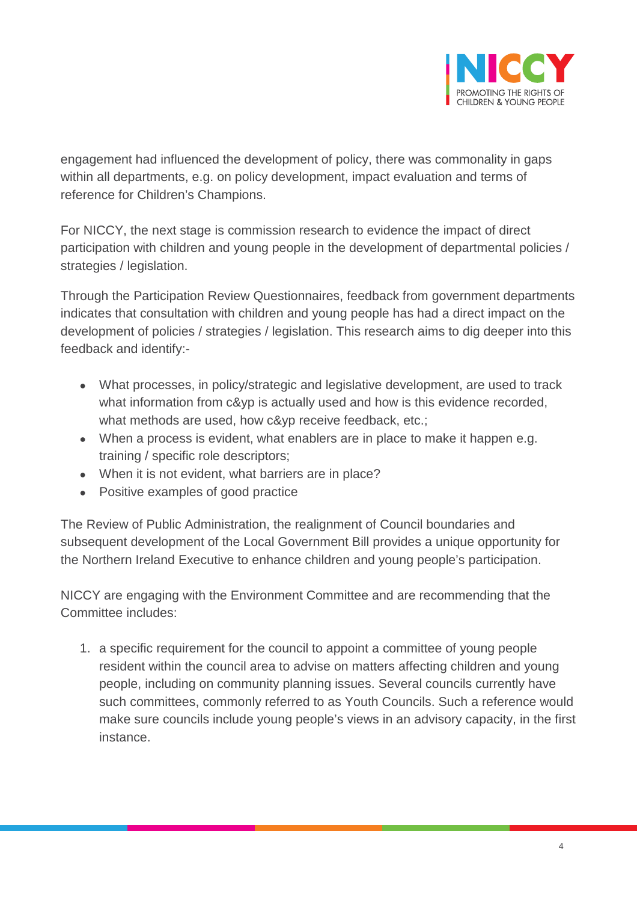engagement had influenced the development of policy, there was commonality in gaps within all departments, e.g. on policy development, impact evaluation and terms of reference for Children's Champions.

For NICCY, the next stage is commission research to evidence the impact of direct participation with children and young people in the development of departmental policies / strategies / legislation.

Through the Participation Review Questionnaires, feedback from government departments indicates that consultation with children and young people has had a direct impact on the development of policies / strategies / legislation. This research aims to dig deeper into this feedback and identify:-

- What processes, in policy/strategic and legislative development, are used to track what information from c&yp is actually used and how is this evidence recorded, what methods are used, how c&yp receive feedback, etc.;
- When a process is evident, what enablers are in place to make it happen e.g. training / specific role descriptors;
- When it is not evident, what barriers are in place?
- Positive examples of good practice

The Review of Public Administration, the realignment of Council boundaries and subsequent development of the Local Government Bill provides a unique opportunity for the Northern Ireland Executive to enhance children and young people's participation.

NICCY are engaging with the Environment Committee and are recommending that the Committee includes:

1. a specific requirement for the council to appoint a committee of young people resident within the council area to advise on matters affecting children and young people, including on community planning issues. Several councils currently have such committees, commonly referred to as Youth Councils. Such a reference would make sure councils include young people's views in an advisory capacity, in the first instance.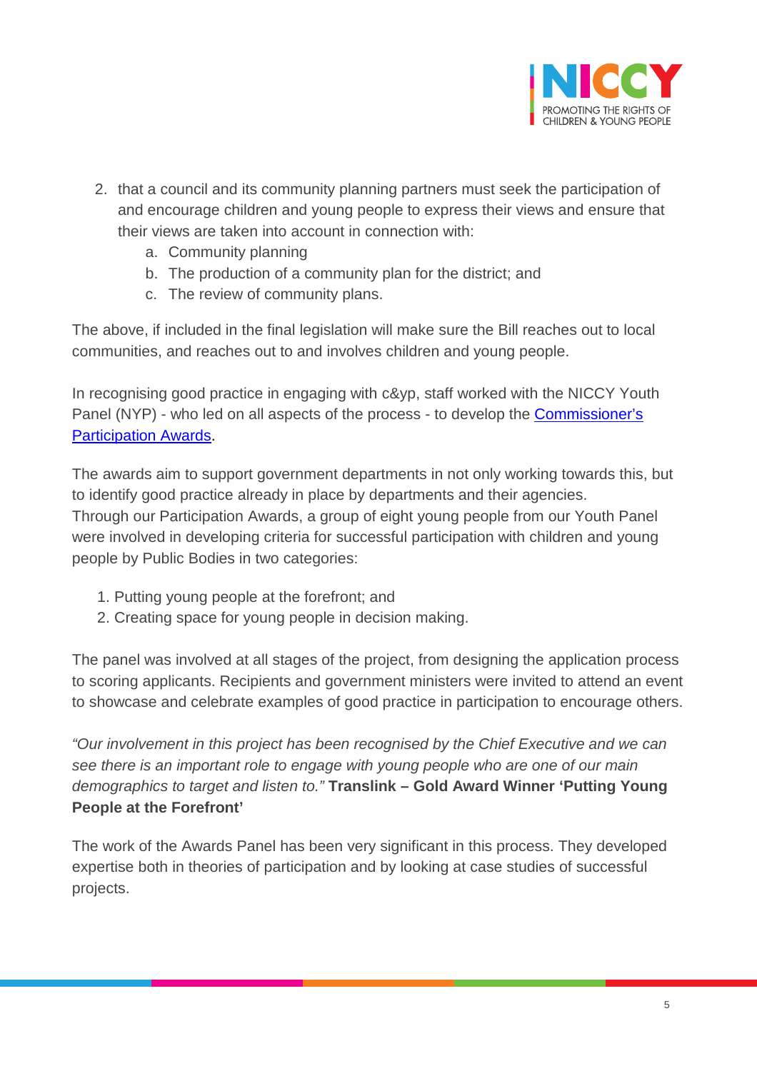2. that a council and its community planning partners must seek the participation of and encourage children and young people to express their views and ensure that their views are taken into account in connection with:
    a. Community planning
    b. The production of a community plan for the district; and
    c. The review of community plans.

The above, if included in the final legislation will make sure the Bill reaches out to local communities, and reaches out to and involves children and young people.

In recognising good practice in engaging with c&yp, staff worked with the NICCY Youth Panel (NYP) - who led on all aspects of the process - to develop the Commissioner's Participation Awards.

The awards aim to support government departments in not only working towards this, but to identify good practice already in place by departments and their agencies. Through our Participation Awards, a group of eight young people from our Youth Panel were involved in developing criteria for successful participation with children and young people by Public Bodies in two categories:

1. Putting young people at the forefront; and
2. Creating space for young people in decision making.

The panel was involved at all stages of the project, from designing the application process to scoring applicants. Recipients and government ministers were invited to attend an event to showcase and celebrate examples of good practice in participation to encourage others.

*"Our involvement in this project has been recognised by the Chief Executive and we can see there is an important role to engage with young people who are one of our main demographics to target and listen to."* **Translink – Gold Award Winner 'Putting Young People at the Forefront'**

The work of the Awards Panel has been very significant in this process. They developed expertise both in theories of participation and by looking at case studies of successful projects.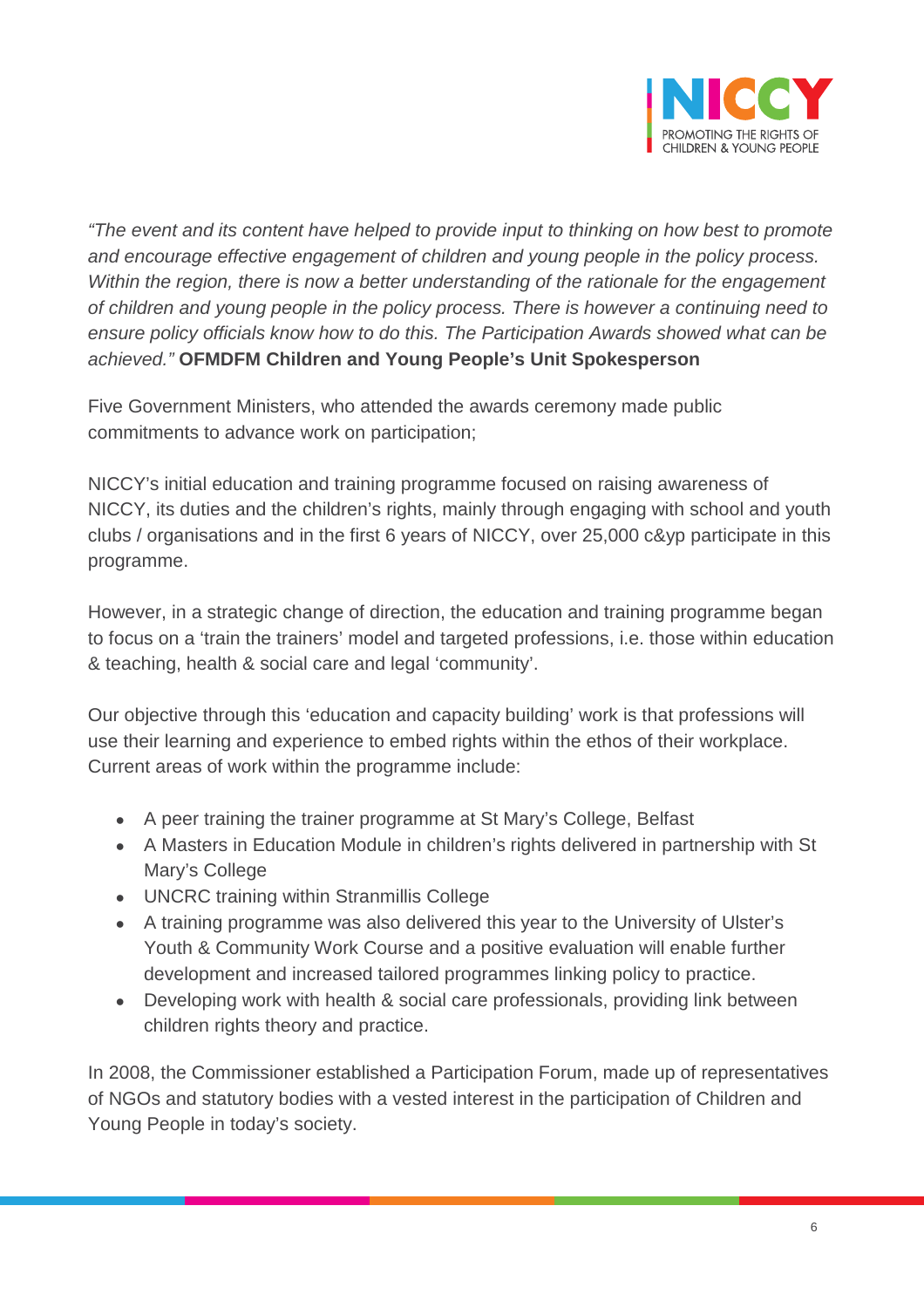*"The event and its content have helped to provide input to thinking on how best to promote and encourage effective engagement of children and young people in the policy process. Within the region, there is now a better understanding of the rationale for the engagement of children and young people in the policy process. There is however a continuing need to ensure policy officials know how to do this. The Participation Awards showed what can be achieved."* **OFMDFM Children and Young People's Unit Spokesperson**

Five Government Ministers, who attended the awards ceremony made public commitments to advance work on participation;

NICCY's initial education and training programme focused on raising awareness of NICCY, its duties and the children's rights, mainly through engaging with school and youth clubs / organisations and in the first 6 years of NICCY, over 25,000 c&yp participate in this programme.

However, in a strategic change of direction, the education and training programme began to focus on a 'train the trainers' model and targeted professions, i.e. those within education & teaching, health & social care and legal 'community'.

Our objective through this 'education and capacity building' work is that professions will use their learning and experience to embed rights within the ethos of their workplace. Current areas of work within the programme include:

- A peer training the trainer programme at St Mary's College, Belfast
- A Masters in Education Module in children's rights delivered in partnership with St Mary's College
- UNCRC training within Stranmillis College
- A training programme was also delivered this year to the University of Ulster's Youth & Community Work Course and a positive evaluation will enable further development and increased tailored programmes linking policy to practice.
- Developing work with health & social care professionals, providing link between children rights theory and practice.

In 2008, the Commissioner established a Participation Forum, made up of representatives of NGOs and statutory bodies with a vested interest in the participation of Children and Young People in today's society.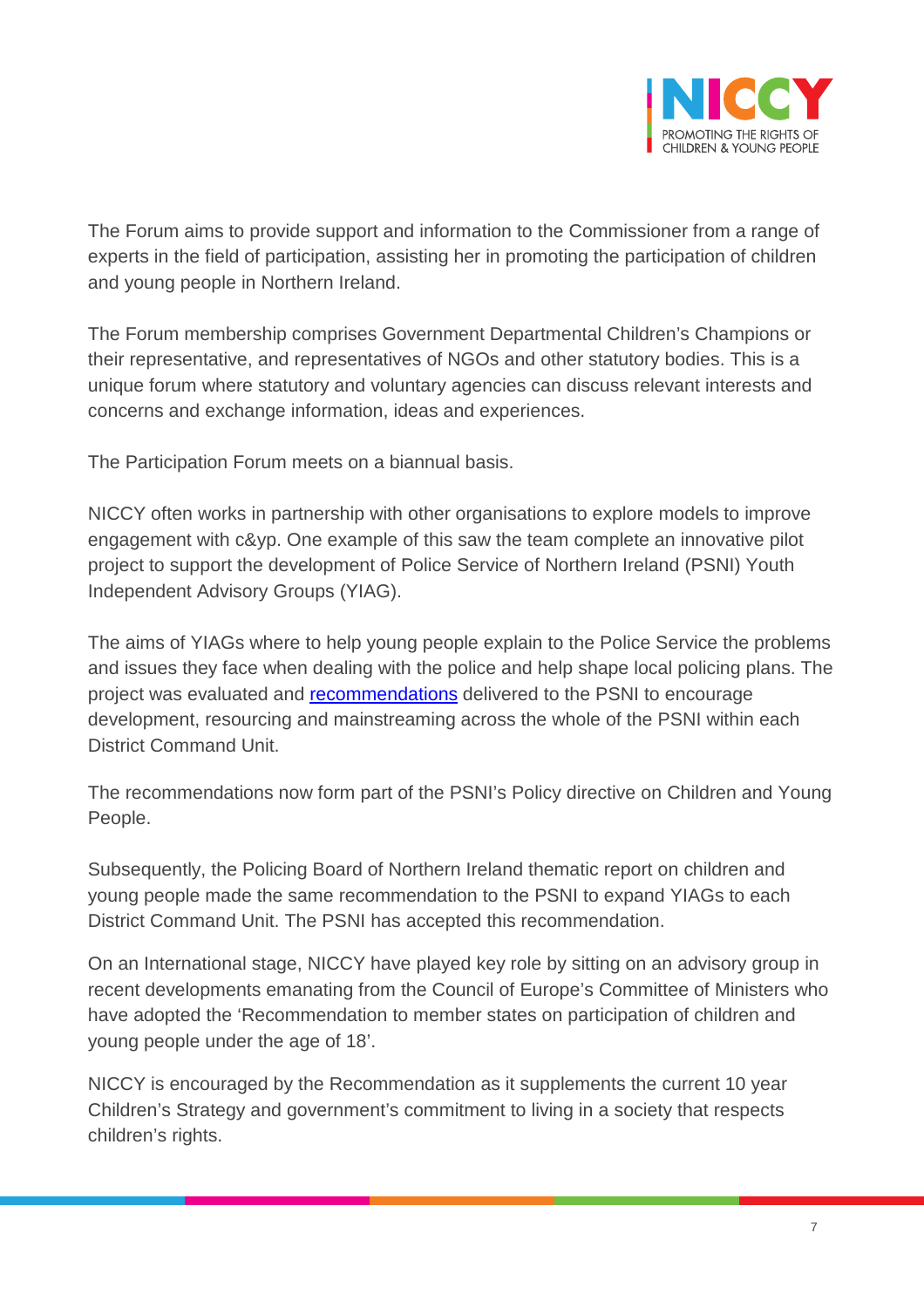The Forum aims to provide support and information to the Commissioner from a range of experts in the field of participation, assisting her in promoting the participation of children and young people in Northern Ireland.

The Forum membership comprises Government Departmental Children's Champions or their representative, and representatives of NGOs and other statutory bodies. This is a unique forum where statutory and voluntary agencies can discuss relevant interests and concerns and exchange information, ideas and experiences.

The Participation Forum meets on a biannual basis.

NICCY often works in partnership with other organisations to explore models to improve engagement with c&yp. One example of this saw the team complete an innovative pilot project to support the development of Police Service of Northern Ireland (PSNI) Youth Independent Advisory Groups (YIAG).

The aims of YIAGs where to help young people explain to the Police Service the problems and issues they face when dealing with the police and help shape local policing plans. The project was evaluated and recommendations delivered to the PSNI to encourage development, resourcing and mainstreaming across the whole of the PSNI within each District Command Unit.

The recommendations now form part of the PSNI's Policy directive on Children and Young People.

Subsequently, the Policing Board of Northern Ireland thematic report on children and young people made the same recommendation to the PSNI to expand YIAGs to each District Command Unit. The PSNI has accepted this recommendation.

On an International stage, NICCY have played key role by sitting on an advisory group in recent developments emanating from the Council of Europe's Committee of Ministers who have adopted the 'Recommendation to member states on participation of children and young people under the age of 18'.

NICCY is encouraged by the Recommendation as it supplements the current 10 year Children's Strategy and government's commitment to living in a society that respects children's rights.